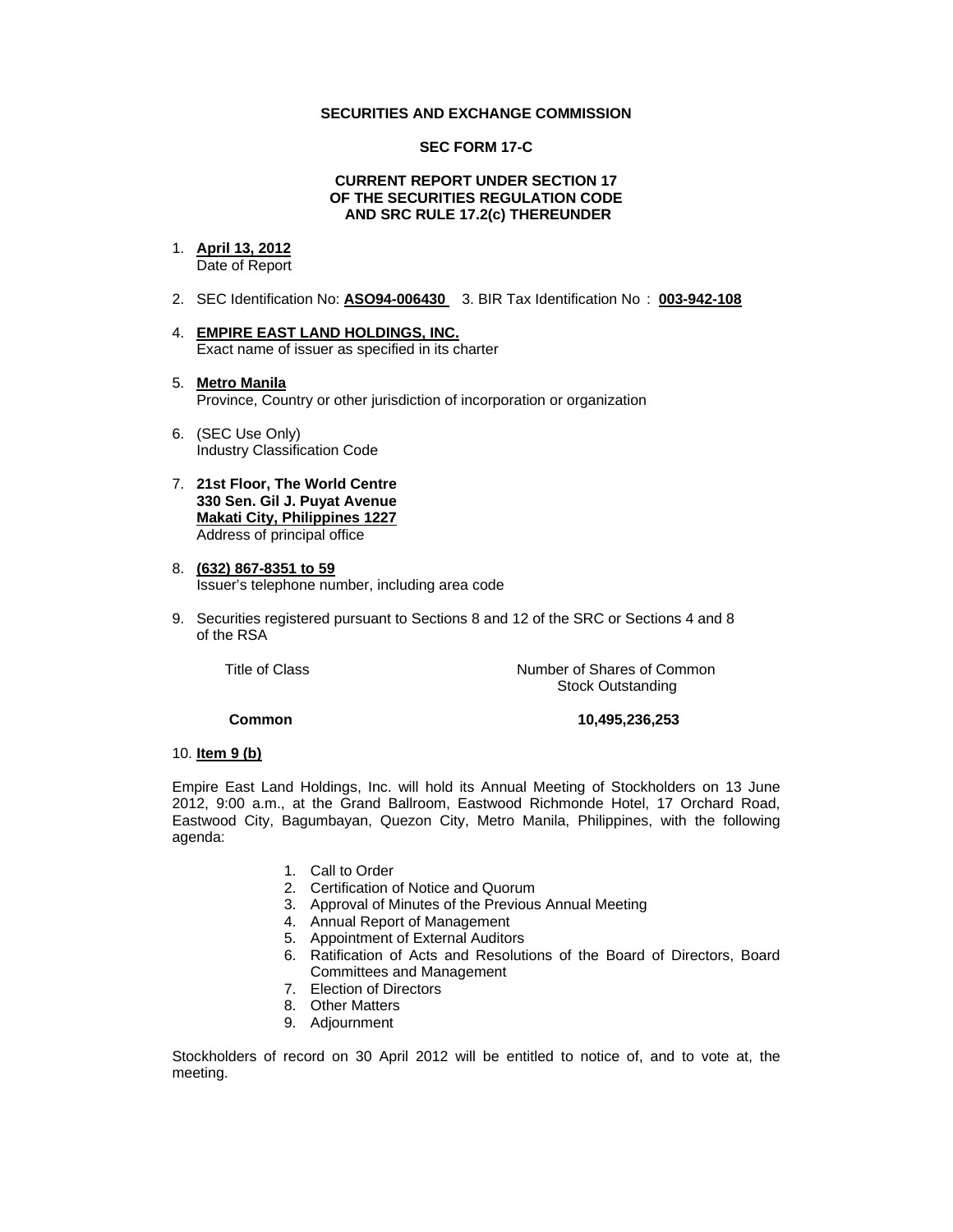**SECURITIES AND EXCHANGE COMMISSION**

**SEC FORM 17-C**

**CURRENT REPORT UNDER SECTION 17
OF THE SECURITIES REGULATION CODE
AND SRC RULE 17.2(c) THEREUNDER**

1. **April 13, 2012**
   Date of Report

2. SEC Identification No: **ASO94-006430** 3. BIR Tax Identification No : **003-942-108**

4. **EMPIRE EAST LAND HOLDINGS, INC.**
   Exact name of issuer as specified in its charter

5. **Metro Manila**
   Province, Country or other jurisdiction of incorporation or organization

6. (SEC Use Only)
   Industry Classification Code

7. **21st Floor, The World Centre**
   **330 Sen. Gil J. Puyat Avenue**
   **Makati City, Philippines 1227**
   Address of principal office

8. **(632) 867-8351 to 59**
   Issuer's telephone number, including area code

9. Securities registered pursuant to Sections 8 and 12 of the SRC or Sections 4 and 8 of the RSA

| Title of Class | Number of Shares of Common Stock Outstanding |
|---|---|
| **Common** | **10,495,236,253** |

10. **Item 9 (b)**

Empire East Land Holdings, Inc. will hold its Annual Meeting of Stockholders on 13 June 2012, 9:00 a.m., at the Grand Ballroom, Eastwood Richmonde Hotel, 17 Orchard Road, Eastwood City, Bagumbayan, Quezon City, Metro Manila, Philippines, with the following agenda:

1. Call to Order
2. Certification of Notice and Quorum
3. Approval of Minutes of the Previous Annual Meeting
4. Annual Report of Management
5. Appointment of External Auditors
6. Ratification of Acts and Resolutions of the Board of Directors, Board Committees and Management
7. Election of Directors
8. Other Matters
9. Adjournment

Stockholders of record on 30 April 2012 will be entitled to notice of, and to vote at, the meeting.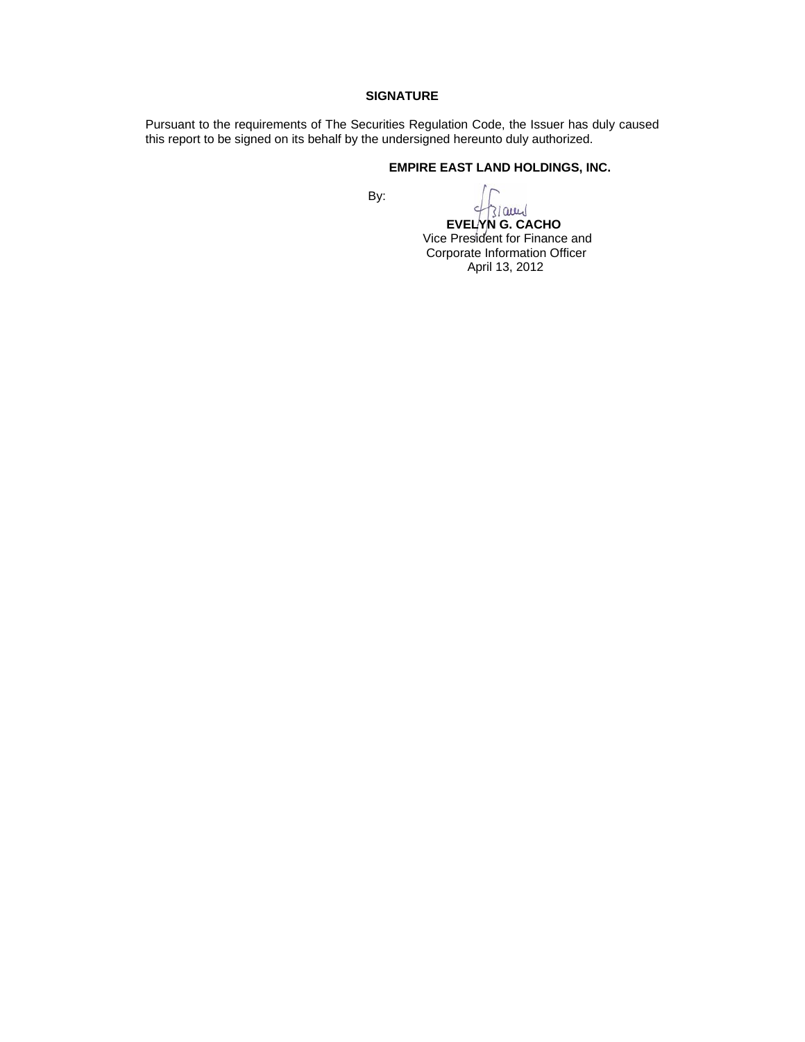**SIGNATURE**

Pursuant to the requirements of The Securities Regulation Code, the Issuer has duly caused this report to be signed on its behalf by the undersigned hereunto duly authorized.

**EMPIRE EAST LAND HOLDINGS, INC.**

By:

**EVELYN G. CACHO**
Vice President for Finance and
Corporate Information Officer
April 13, 2012